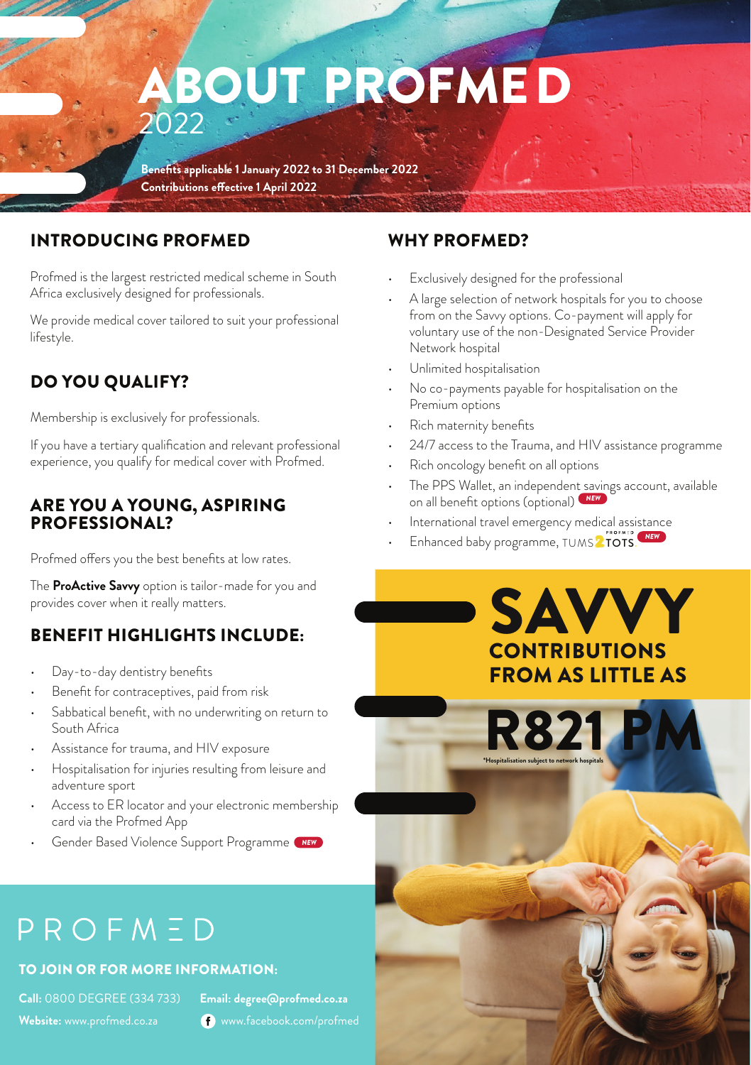# ABOUT PROFMED
## 2022

**Benefits applicable 1 January 2022 to 31 December 2022**
**Contributions effective 1 April 2022**

## INTRODUCING PROFMED

Profmed is the largest restricted medical scheme in South Africa exclusively designed for professionals.

We provide medical cover tailored to suit your professional lifestyle.

## DO YOU QUALIFY?

Membership is exclusively for professionals.

If you have a tertiary qualification and relevant professional experience, you qualify for medical cover with Profmed.

### ARE YOU A YOUNG, ASPIRING PROFESSIONAL?

Profmed offers you the best benefits at low rates.

The **ProActive Savvy** option is tailor-made for you and provides cover when it really matters.

## BENEFIT HIGHLIGHTS INCLUDE:

- Day-to-day dentistry benefits
- Benefit for contraceptives, paid from risk
- Sabbatical benefit, with no underwriting on return to South Africa
- Assistance for trauma, and HIV exposure
- Hospitalisation for injuries resulting from leisure and adventure sport
- Access to ER locator and your electronic membership card via the Profmed App
- Gender Based Violence Support Programme NEW

## WHY PROFMED?

- Exclusively designed for the professional
- A large selection of network hospitals for you to choose from on the Savvy options. Co-payment will apply for voluntary use of the non-Designated Service Provider Network hospital
- Unlimited hospitalisation
- No co-payments payable for hospitalisation on the Premium options
- Rich maternity benefits
- 24/7 access to the Trauma, and HIV assistance programme
- Rich oncology benefit on all options
- The PPS Wallet, an independent savings account, available on all benefit options (optional) NEW
- International travel emergency medical assistance
- Enhanced baby programme, TUMS2TOTS NEW

## SAVVY CONTRIBUTIONS FROM AS LITTLE AS

# R821 PM

*Hospitalisation subject to network hospitals

PROFMED

### TO JOIN OR FOR MORE INFORMATION:

**Call:** 0800 DEGREE (334 733)
**Email:** degree@profmed.co.za
**Website:** www.profmed.co.za
www.facebook.com/profmed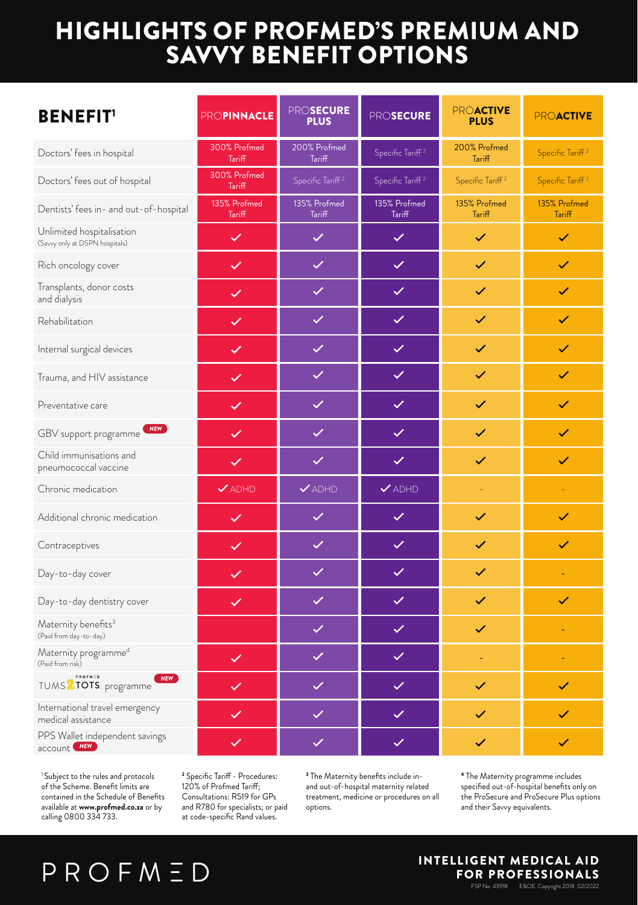# HIGHLIGHTS OF PROFMED'S PREMIUM AND SAVVY BENEFIT OPTIONS

| BENEFIT[1] | PROPINNACLE | PROSECURE PLUS | PROSECURE | PROACTIVE PLUS | PROACTIVE |
|---|---|---|---|---|---|
| Doctors' fees in hospital | 300% Profmed Tariff | 200% Profmed Tariff | Specific Tariff[2] | 200% Profmed Tariff | Specific Tariff[2] |
| Doctors' fees out of hospital | 300% Profmed Tariff | Specific Tariff[2] | Specific Tariff[2] | Specific Tariff[2] | Specific Tariff[2] |
| Dentists' fees in- and out-of-hospital | 135% Profmed Tariff | 135% Profmed Tariff | 135% Profmed Tariff | 135% Profmed Tariff | 135% Profmed Tariff |
| Unlimited hospitalisation (Savvy only at DSPN hospitals) | ✓ | ✓ | ✓ | ✓ | ✓ |
| Rich oncology cover | ✓ | ✓ | ✓ | ✓ | ✓ |
| Transplants, donor costs and dialysis | ✓ | ✓ | ✓ | ✓ | ✓ |
| Rehabilitation | ✓ | ✓ | ✓ | ✓ | ✓ |
| Internal surgical devices | ✓ | ✓ | ✓ | ✓ | ✓ |
| Trauma, and HIV assistance | ✓ | ✓ | ✓ | ✓ | ✓ |
| Preventative care | ✓ | ✓ | ✓ | ✓ | ✓ |
| GBV support programme NEW | ✓ | ✓ | ✓ | ✓ | ✓ |
| Child immunisations and pneumococcal vaccine | ✓ | ✓ | ✓ | ✓ | ✓ |
| Chronic medication | ✓ ADHD | ✓ ADHD | ✓ ADHD | - | - |
| Additional chronic medication | ✓ | ✓ | ✓ | ✓ | ✓ |
| Contraceptives | ✓ | ✓ | ✓ | ✓ | ✓ |
| Day-to-day cover | ✓ | ✓ | ✓ | ✓ | - |
| Day-to-day dentistry cover | ✓ | ✓ | ✓ | ✓ | ✓ |
| Maternity benefits[3] (Paid from day-to-day) | | ✓ | ✓ | ✓ | - |
| Maternity programme[4] (Paid from risk) | ✓ | ✓ | ✓ | - | - |
| PROFMED TUMS2TOTS programme NEW | ✓ | ✓ | ✓ | ✓ | ✓ |
| International travel emergency medical assistance | ✓ | ✓ | ✓ | ✓ | ✓ |
| PPS Wallet independent savings account NEW | ✓ | ✓ | ✓ | ✓ | ✓ |

[1] Subject to the rules and protocols of the Scheme. Benefit limits are contained in the Schedule of Benefits available at **www.profmed.co.za** or by calling 0800 334 733.

[2] Specific Tariff - Procedures: 120% of Profmed Tariff; Consultations: R519 for GPs and R780 for specialists; or paid at code-specific Rand values.

[3] The Maternity benefits include in- and out-of-hospital maternity related treatment, medicine or procedures on all options.

[4] The Maternity programme includes specified out-of-hospital benefits only on the ProSecure and ProSecure Plus options and their Savvy equivalents.

PROFMED

**INTELLIGENT MEDICAL AID FOR PROFESSIONALS**

FSP No: 43918 E&OE. Copyright 2018. 02/2022